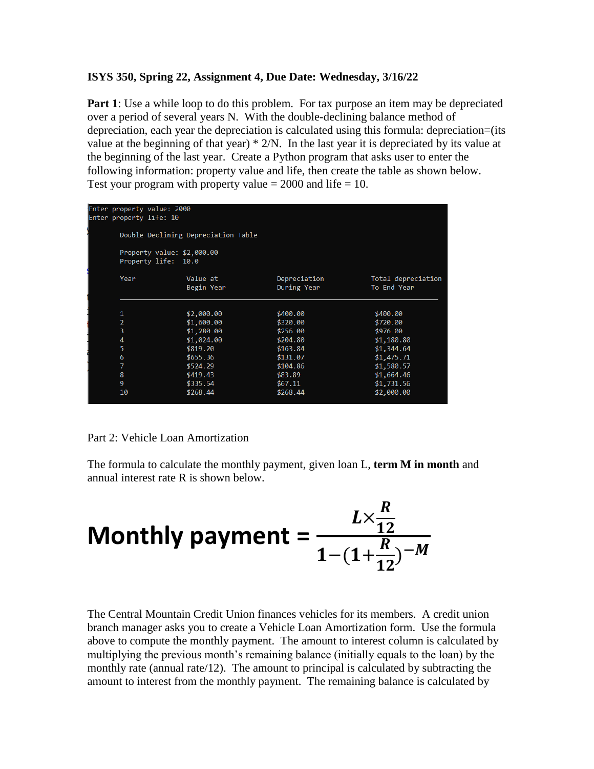**ISYS 350, Spring 22, Assignment 4, Due Date: Wednesday, 3/16/22**

**Part 1**: Use a while loop to do this problem. For tax purpose an item may be depreciated over a period of several years N. With the double-declining balance method of depreciation, each year the depreciation is calculated using this formula: depreciation=(its value at the beginning of that year) * 2/N. In the last year it is depreciated by its value at the beginning of the last year. Create a Python program that asks user to enter the following information: property value and life, then create the table as shown below. Test your program with property value = 2000 and life = 10.

```
Enter property value: 2000
Enter property life: 10

        Double Declining Depreciation Table

        Property value: $2,000.00
        Property life:  10.0

        Year            Value at            Depreciation        Total depreciation
                        Begin Year          During Year         To End Year
        ___________________________________________________________________________

        1               $2,000.00           $400.00             $400.00
        2               $1,600.00           $320.00             $720.00
        3               $1,280.00           $256.00             $976.00
        4               $1,024.00           $204.80             $1,180.80
        5               $819.20             $163.84             $1,344.64
        6               $655.36             $131.07             $1,475.71
        7               $524.29             $104.86             $1,580.57
        8               $419.43             $83.89              $1,664.46
        9               $335.54             $67.11              $1,731.56
        10              $268.44             $268.44             $2,000.00
```

Part 2: Vehicle Loan Amortization

The formula to calculate the monthly payment, given loan L, **term M in month** and annual interest rate R is shown below.

$$\textbf{Monthly payment} = \frac{L \times \frac{R}{12}}{1-(1+\frac{R}{12})^{-M}}$$

The Central Mountain Credit Union finances vehicles for its members. A credit union branch manager asks you to create a Vehicle Loan Amortization form. Use the formula above to compute the monthly payment. The amount to interest column is calculated by multiplying the previous month's remaining balance (initially equals to the loan) by the monthly rate (annual rate/12). The amount to principal is calculated by subtracting the amount to interest from the monthly payment. The remaining balance is calculated by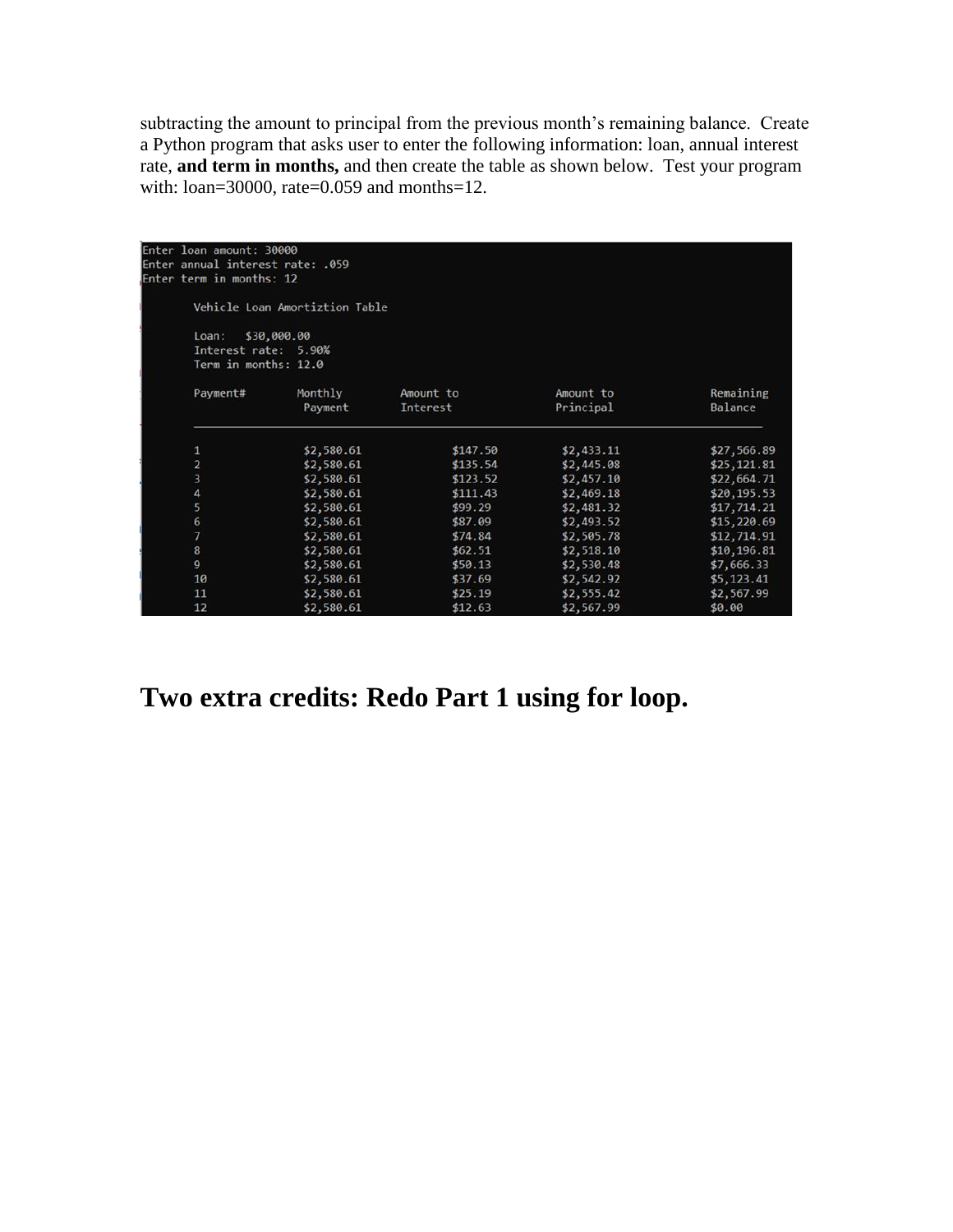subtracting the amount to principal from the previous month's remaining balance. Create a Python program that asks user to enter the following information: loan, annual interest rate, **and term in months,** and then create the table as shown below. Test your program with: loan=30000, rate=0.059 and months=12.

```
Enter loan amount: 30000
Enter annual interest rate: .059
Enter term in months: 12

        Vehicle Loan Amortiztion Table

        Loan:   $30,000.00
        Interest rate:  5.90%
        Term in months: 12.0

        Payment#        Monthly         Amount to               Amount to               Remaining
                         Payment        Interest                Principal               Balance
        ____________________________________________________________________________________

        1                $2,580.61              $147.50         $2,433.11               $27,566.89
        2                $2,580.61              $135.54         $2,445.08               $25,121.81
        3                $2,580.61              $123.52         $2,457.10               $22,664.71
        4                $2,580.61              $111.43         $2,469.18               $20,195.53
        5                $2,580.61              $99.29          $2,481.32               $17,714.21
        6                $2,580.61              $87.09          $2,493.52               $15,220.69
        7                $2,580.61              $74.84          $2,505.78               $12,714.91
        8                $2,580.61              $62.51          $2,518.10               $10,196.81
        9                $2,580.61              $50.13          $2,530.48               $7,666.33
        10               $2,580.61              $37.69          $2,542.92               $5,123.41
        11               $2,580.61              $25.19          $2,555.42               $2,567.99
        12               $2,580.61              $12.63          $2,567.99               $0.00
```

# Two extra credits: Redo Part 1 using for loop.